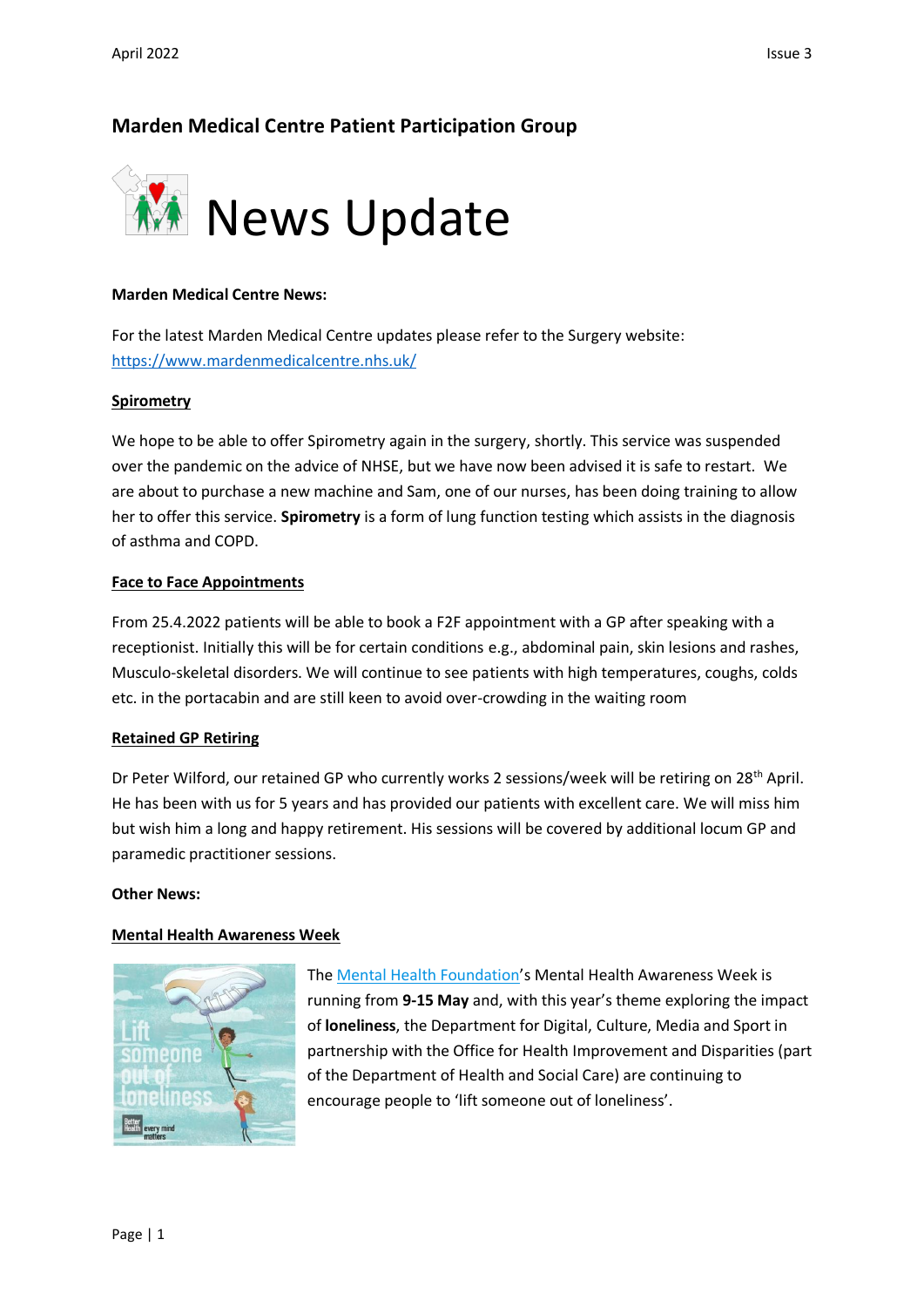## Marden Medical Centre Patient Participation Group

# News Update

**Marden Medical Centre News:**

For the latest Marden Medical Centre updates please refer to the Surgery website: https://www.mardenmedicalcentre.nhs.uk/

### Spirometry

We hope to be able to offer Spirometry again in the surgery, shortly. This service was suspended over the pandemic on the advice of NHSE, but we have now been advised it is safe to restart. We are about to purchase a new machine and Sam, one of our nurses, has been doing training to allow her to offer this service. **Spirometry** is a form of lung function testing which assists in the diagnosis of asthma and COPD.

### Face to Face Appointments

From 25.4.2022 patients will be able to book a F2F appointment with a GP after speaking with a receptionist. Initially this will be for certain conditions e.g., abdominal pain, skin lesions and rashes, Musculo-skeletal disorders. We will continue to see patients with high temperatures, coughs, colds etc. in the portacabin and are still keen to avoid over-crowding in the waiting room

### Retained GP Retiring

Dr Peter Wilford, our retained GP who currently works 2 sessions/week will be retiring on 28th April. He has been with us for 5 years and has provided our patients with excellent care. We will miss him but wish him a long and happy retirement. His sessions will be covered by additional locum GP and paramedic practitioner sessions.

**Other News:**

### Mental Health Awareness Week

The Mental Health Foundation's Mental Health Awareness Week is running from **9-15 May** and, with this year's theme exploring the impact of **loneliness**, the Department for Digital, Culture, Media and Sport in partnership with the Office for Health Improvement and Disparities (part of the Department of Health and Social Care) are continuing to encourage people to 'lift someone out of loneliness'.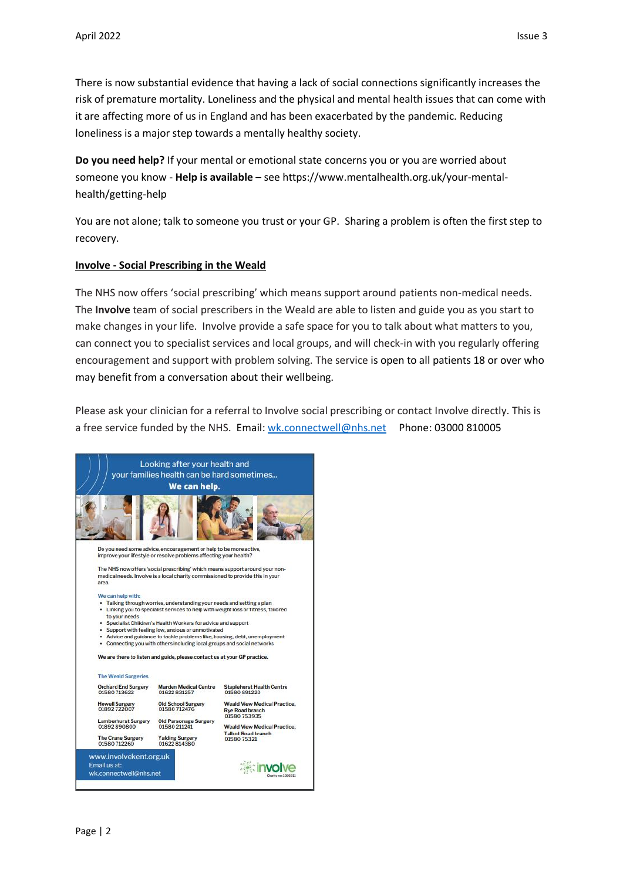There is now substantial evidence that having a lack of social connections significantly increases the risk of premature mortality. Loneliness and the physical and mental health issues that can come with it are affecting more of us in England and has been exacerbated by the pandemic. Reducing loneliness is a major step towards a mentally healthy society.

**Do you need help?** If your mental or emotional state concerns you or you are worried about someone you know - **Help is available** – see https://www.mentalhealth.org.uk/your-mental-health/getting-help

You are not alone; talk to someone you trust or your GP. Sharing a problem is often the first step to recovery.

## Involve - Social Prescribing in the Weald

The NHS now offers 'social prescribing' which means support around patients non-medical needs. The **Involve** team of social prescribers in the Weald are able to listen and guide you as you start to make changes in your life. Involve provide a safe space for you to talk about what matters to you, can connect you to specialist services and local groups, and will check-in with you regularly offering encouragement and support with problem solving. The service is open to all patients 18 or over who may benefit from a conversation about their wellbeing.

Please ask your clinician for a referral to Involve social prescribing or contact Involve directly. This is a free service funded by the NHS. Email: wk.connectwell@nhs.net Phone: 03000 810005

Looking after your health and your families health can be hard sometimes...

**We can help.**

Do you need some advice, encouragement or help to be more active, improve your lifestyle or resolve problems affecting your health?

The NHS now offers 'social prescribing' which means support around your non-medical needs. Involve is a local charity commissioned to provide this in your area.

We can help with:

- Talking through worries, understanding your needs and setting a plan
- Linking you to specialist services to help with weight loss or fitness, tailored to your needs
- Specialist Children's Health Workers for advice and support
- Support with feeling low, anxious or unmotivated
- Advice and guidance to tackle problems like, housing, debt, unemployment
- Connecting you with others including local groups and social networks

**We are there to listen and guide, please contact us at your GP practice.**

The Weald Surgeries

| | | |
|---|---|---|
| Orchard End Surgery 01580 713622 | Marden Medical Centre 01622 831257 | Staplehurst Health Centre 01580 891220 |
| Howell Surgery 01892 722007 | Old School Surgery 01580 712476 | Weald View Medical Practice, Rye Road branch 01580 753935 |
| Lamberhurst Surgery 01892 890800 | Old Parsonage Surgery 01580 211241 | Weald View Medical Practice, Talbot Road branch 01580 75321 |
| The Crane Surgery 01580 712260 | Yalding Surgery 01622 814380 | |

www.involvekent.org.uk

Email us at: wk.connectwell@nhs.net

involve

Charity no: 1056911